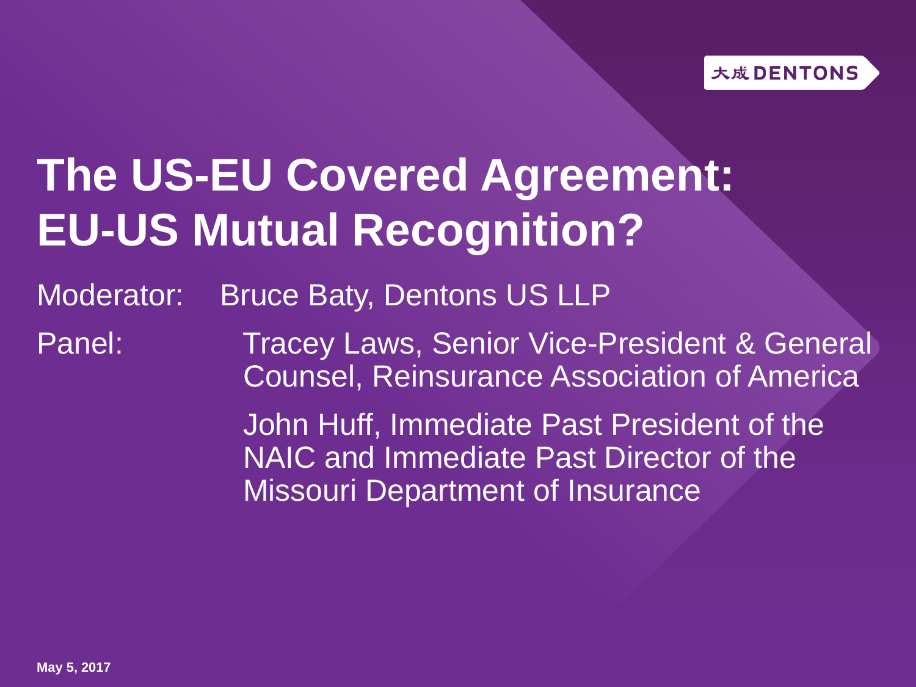大成 DENTONS

# The US-EU Covered Agreement: EU-US Mutual Recognition?

Moderator: Bruce Baty, Dentons US LLP

Panel: Tracey Laws, Senior Vice-President & General Counsel, Reinsurance Association of America

John Huff, Immediate Past President of the NAIC and Immediate Past Director of the Missouri Department of Insurance

**May 5, 2017**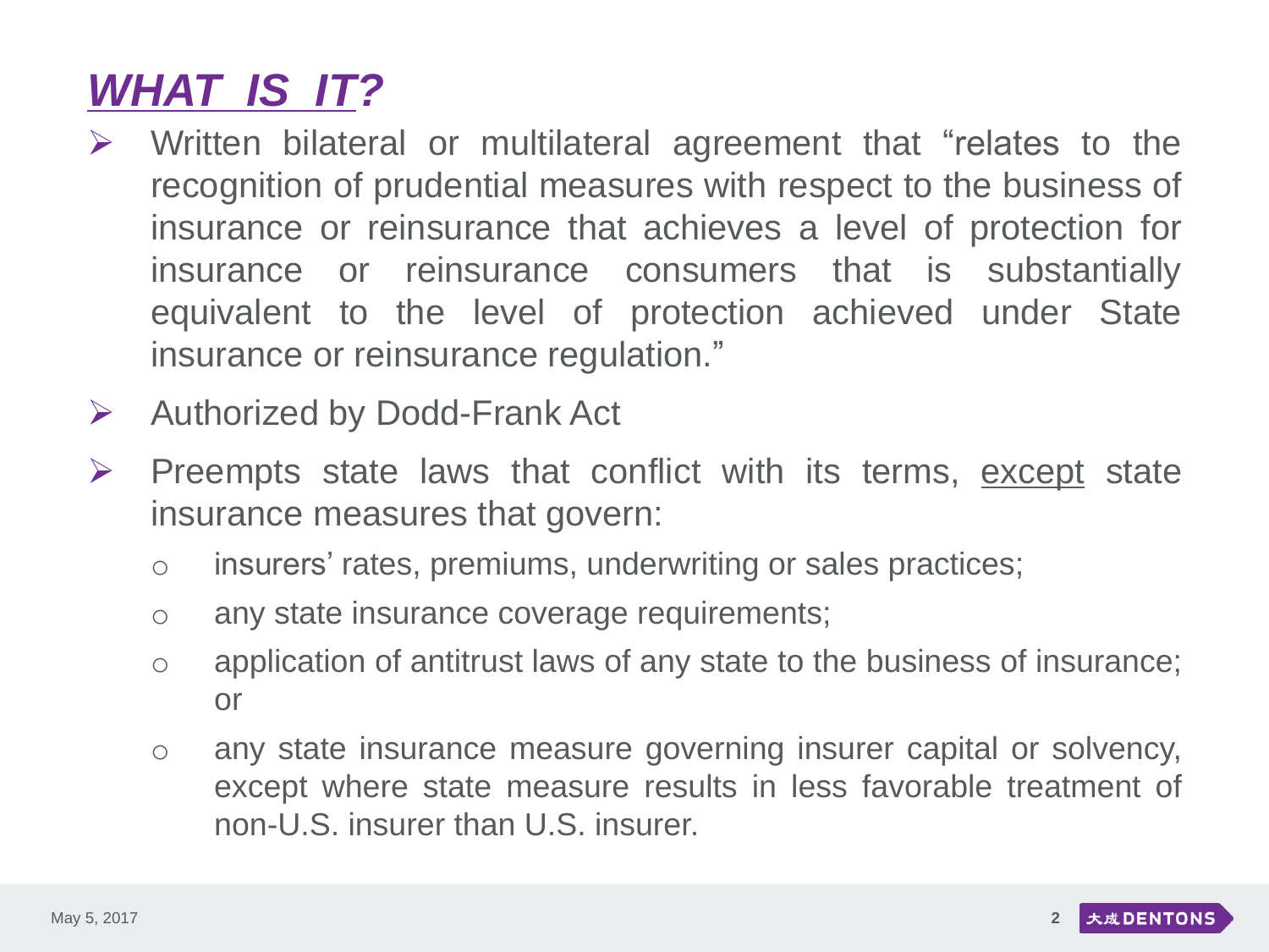# ***WHAT IS IT?***

- Written bilateral or multilateral agreement that "relates to the recognition of prudential measures with respect to the business of insurance or reinsurance that achieves a level of protection for insurance or reinsurance consumers that is substantially equivalent to the level of protection achieved under State insurance or reinsurance regulation."
- Authorized by Dodd-Frank Act
- Preempts state laws that conflict with its terms, <u>except</u> state insurance measures that govern:
  - insurers' rates, premiums, underwriting or sales practices;
  - any state insurance coverage requirements;
  - application of antitrust laws of any state to the business of insurance; or
  - any state insurance measure governing insurer capital or solvency, except where state measure results in less favorable treatment of non-U.S. insurer than U.S. insurer.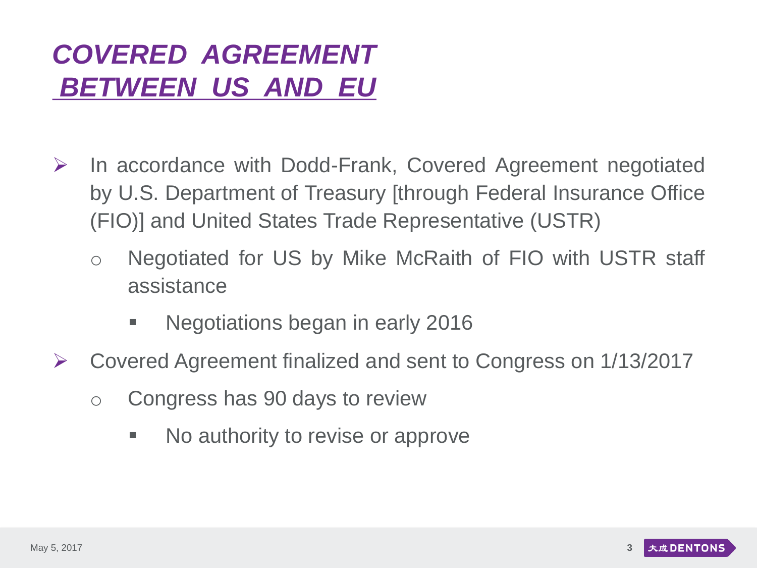# *COVERED AGREEMENT BETWEEN US AND EU*

- In accordance with Dodd-Frank, Covered Agreement negotiated by U.S. Department of Treasury [through Federal Insurance Office (FIO)] and United States Trade Representative (USTR)
  - Negotiated for US by Mike McRaith of FIO with USTR staff assistance
    - Negotiations began in early 2016
- Covered Agreement finalized and sent to Congress on 1/13/2017
  - Congress has 90 days to review
    - No authority to revise or approve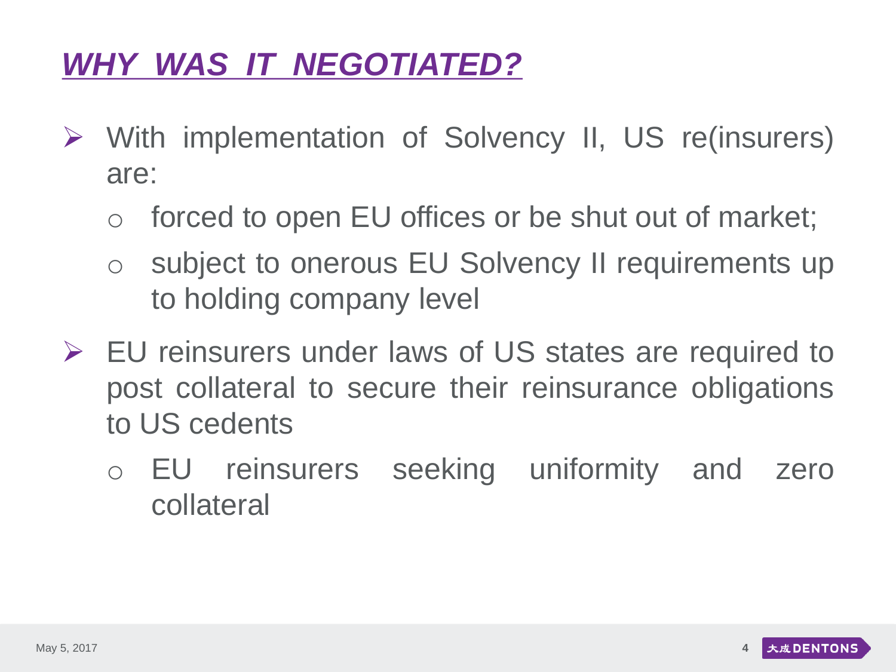# *WHY WAS IT NEGOTIATED?*

- With implementation of Solvency II, US re(insurers) are:
  - forced to open EU offices or be shut out of market;
  - subject to onerous EU Solvency II requirements up to holding company level
- EU reinsurers under laws of US states are required to post collateral to secure their reinsurance obligations to US cedents
  - EU reinsurers seeking uniformity and zero collateral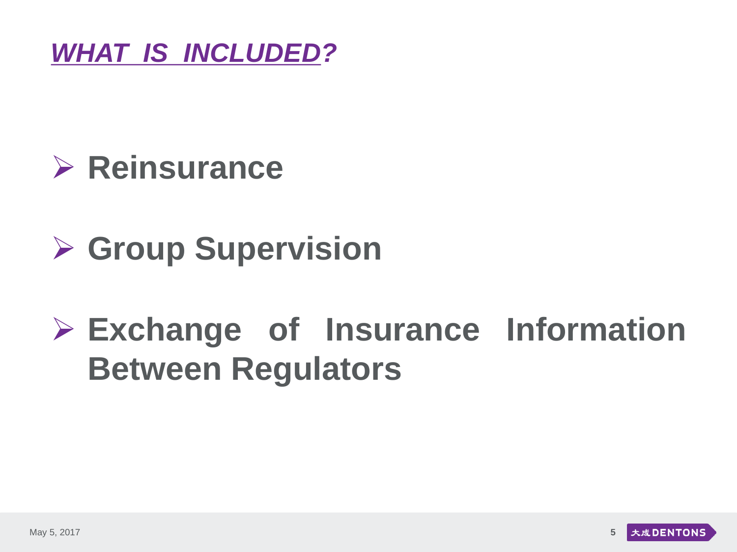## ***WHAT IS INCLUDED?***

- **Reinsurance**
- **Group Supervision**
- **Exchange of Insurance Information Between Regulators**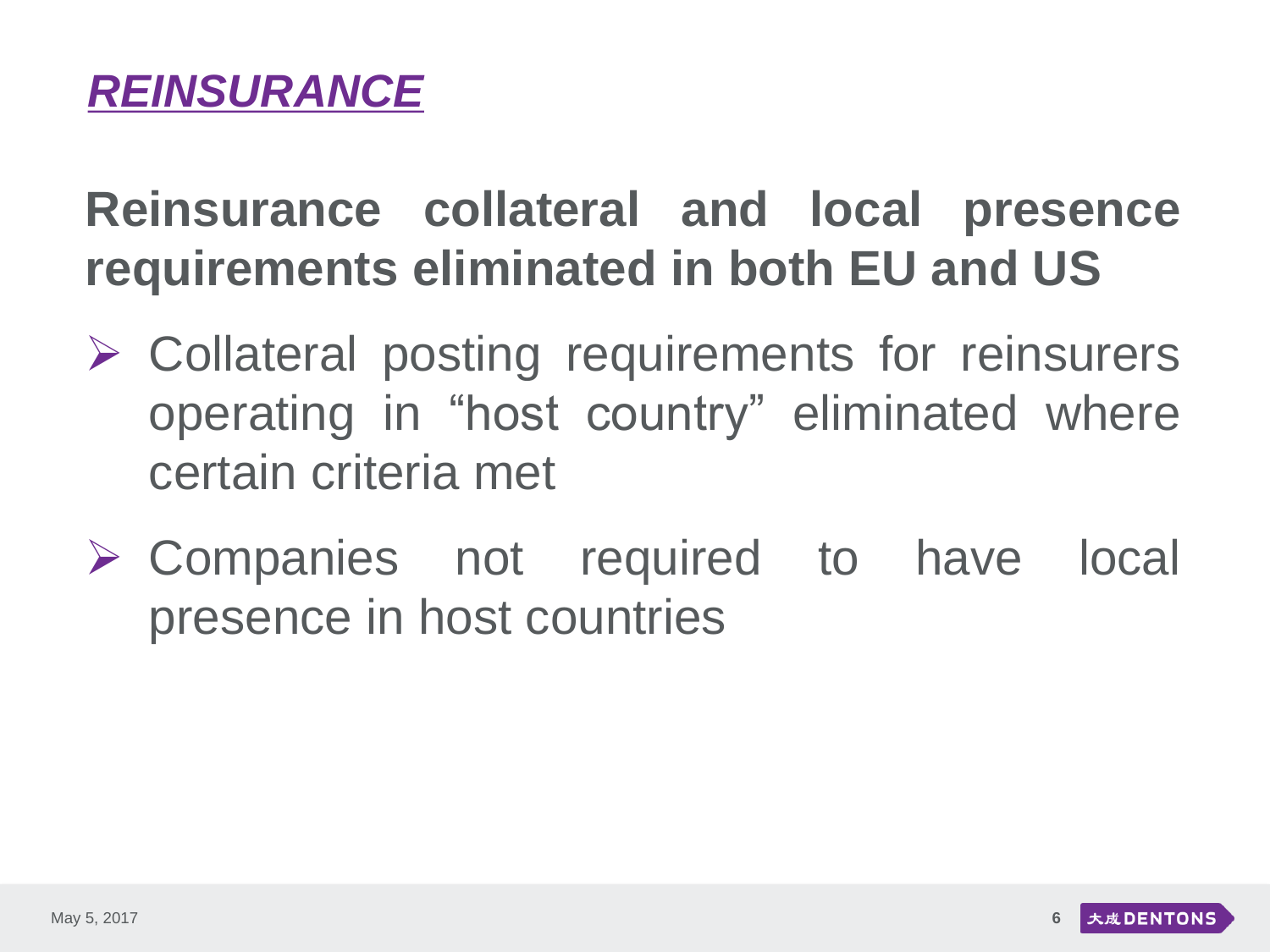# ***REINSURANCE***

## Reinsurance collateral and local presence requirements eliminated in both EU and US

- Collateral posting requirements for reinsurers operating in “host country” eliminated where certain criteria met
- Companies not required to have local presence in host countries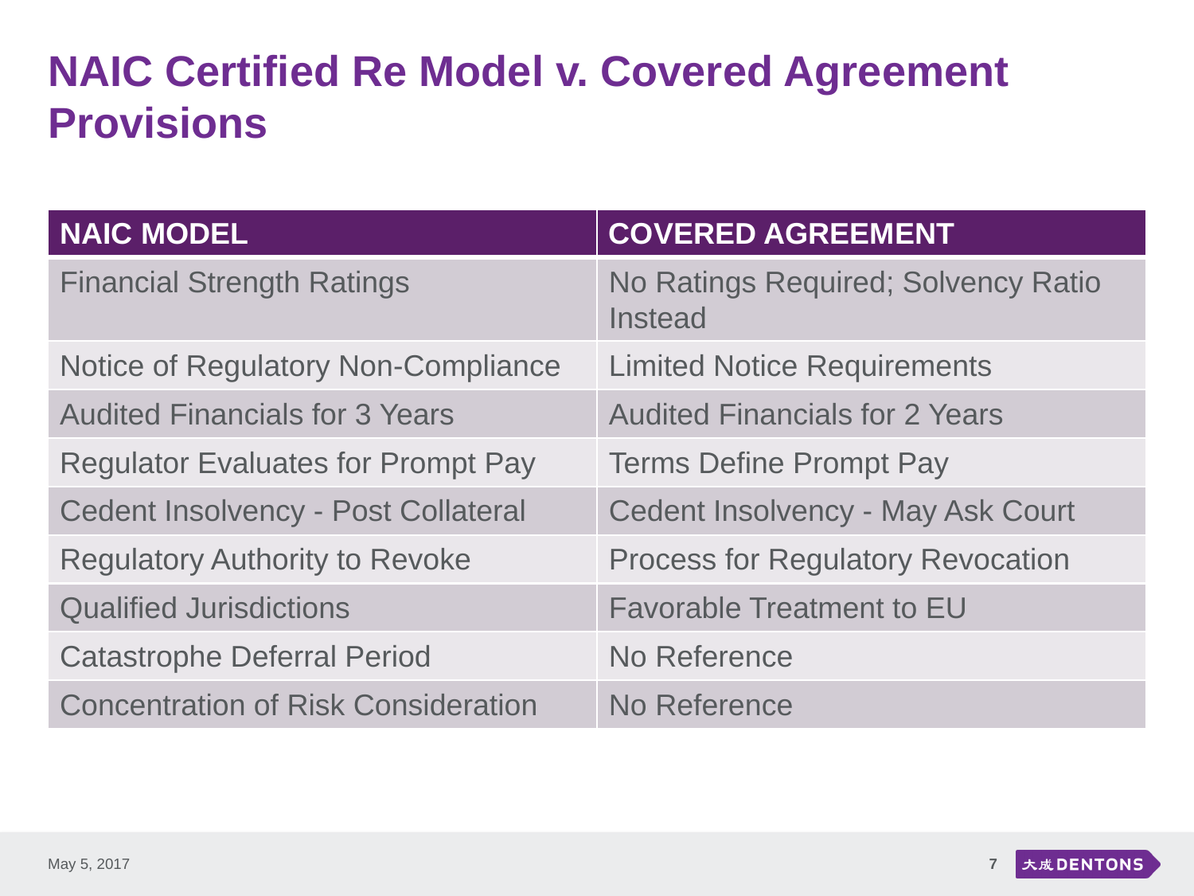# NAIC Certified Re Model v. Covered Agreement Provisions

| NAIC MODEL | COVERED AGREEMENT |
| --- | --- |
| Financial Strength Ratings | No Ratings Required; Solvency Ratio Instead |
| Notice of Regulatory Non-Compliance | Limited Notice Requirements |
| Audited Financials for 3 Years | Audited Financials for 2 Years |
| Regulator Evaluates for Prompt Pay | Terms Define Prompt Pay |
| Cedent Insolvency - Post Collateral | Cedent Insolvency - May Ask Court |
| Regulatory Authority to Revoke | Process for Regulatory Revocation |
| Qualified Jurisdictions | Favorable Treatment to EU |
| Catastrophe Deferral Period | No Reference |
| Concentration of Risk Consideration | No Reference |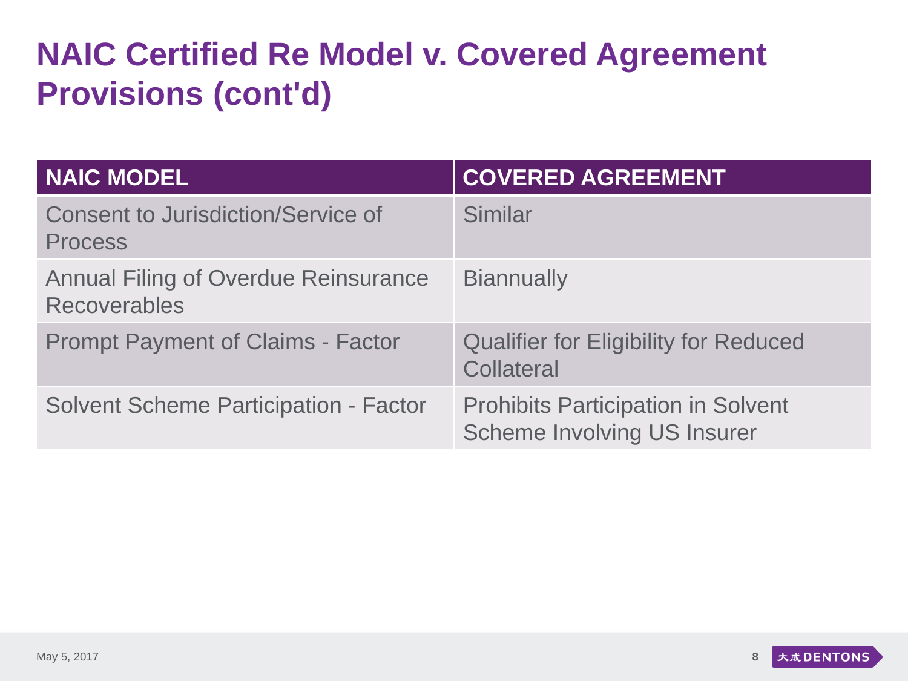# NAIC Certified Re Model v. Covered Agreement Provisions (cont'd)

| NAIC MODEL | COVERED AGREEMENT |
|---|---|
| Consent to Jurisdiction/Service of Process | Similar |
| Annual Filing of Overdue Reinsurance Recoverables | Biannually |
| Prompt Payment of Claims - Factor | Qualifier for Eligibility for Reduced Collateral |
| Solvent Scheme Participation - Factor | Prohibits Participation in Solvent Scheme Involving US Insurer |

May 5, 2017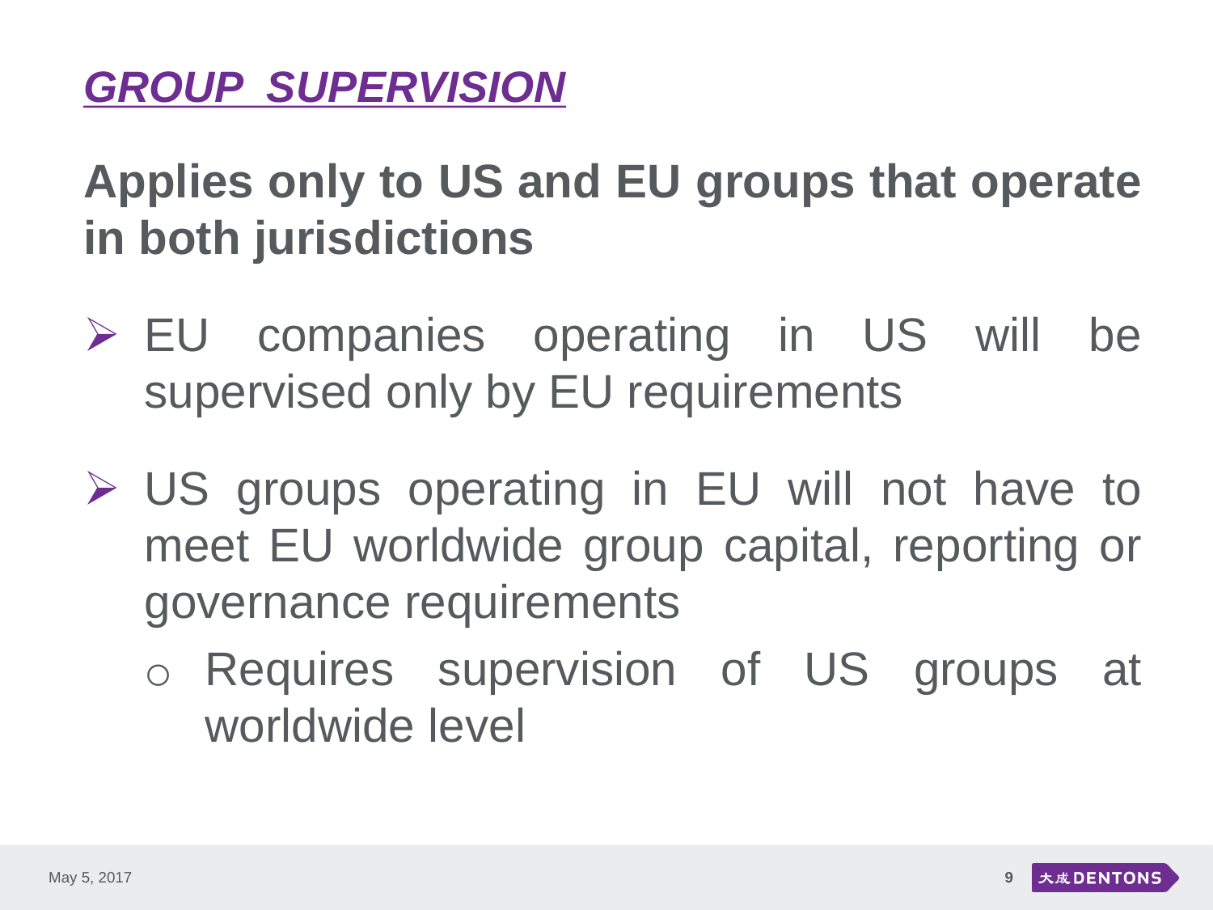# *GROUP SUPERVISION*

**Applies only to US and EU groups that operate in both jurisdictions**

- EU companies operating in US will be supervised only by EU requirements
- US groups operating in EU will not have to meet EU worldwide group capital, reporting or governance requirements
  - Requires supervision of US groups at worldwide level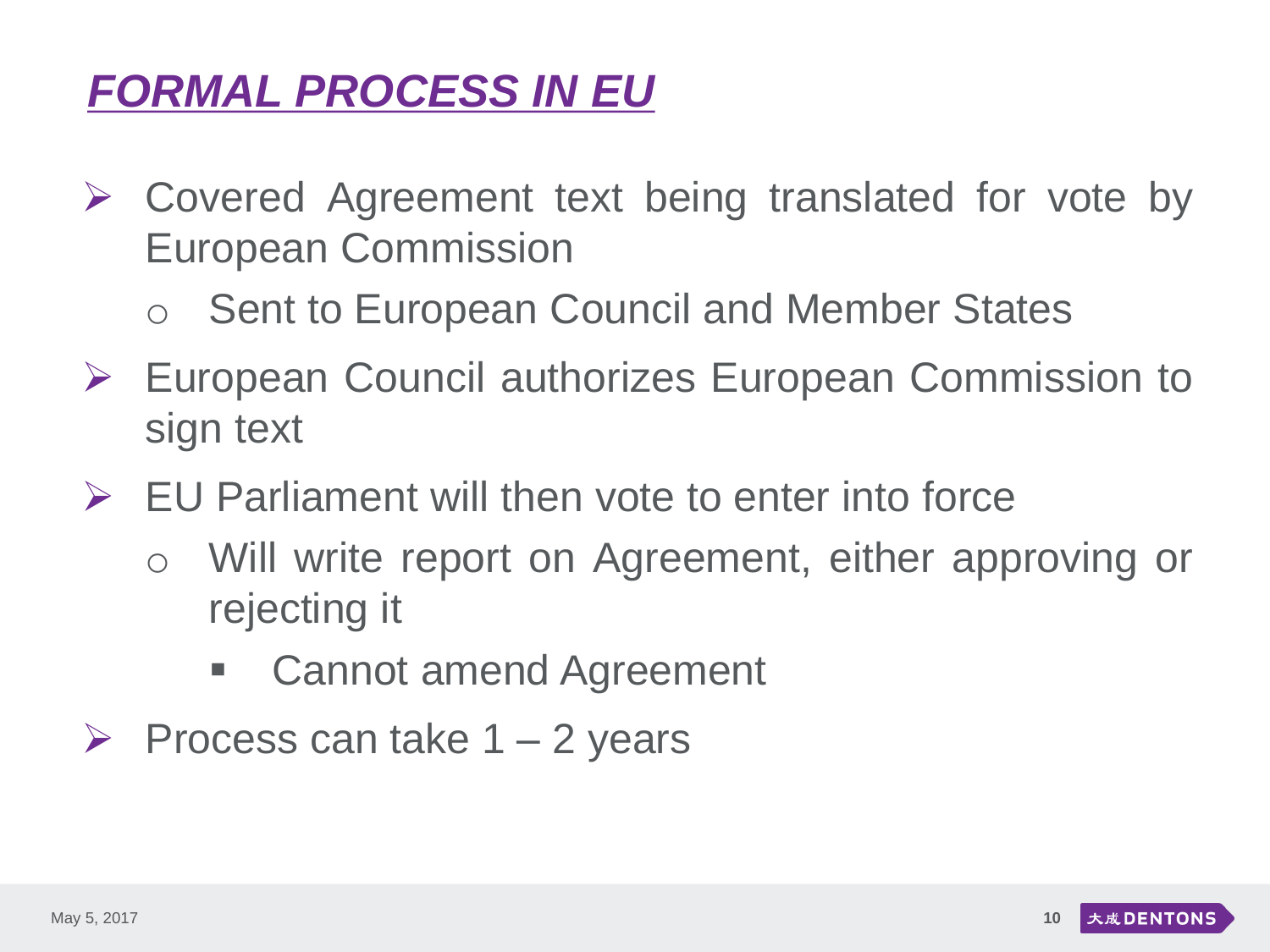# *FORMAL PROCESS IN EU*

- Covered Agreement text being translated for vote by European Commission
  - Sent to European Council and Member States
- European Council authorizes European Commission to sign text
- EU Parliament will then vote to enter into force
  - Will write report on Agreement, either approving or rejecting it
    - Cannot amend Agreement
- Process can take 1 – 2 years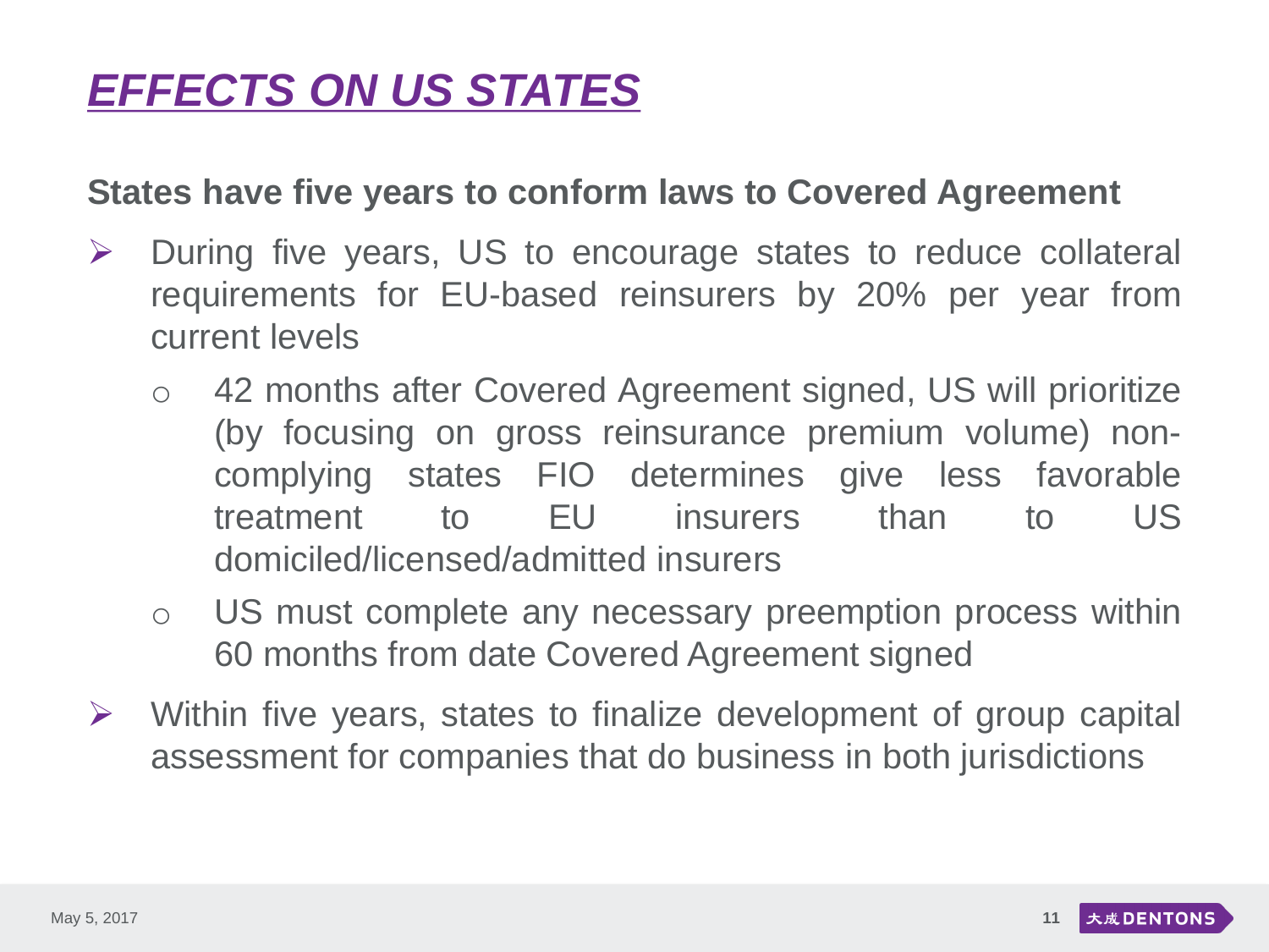# ***EFFECTS ON US STATES***

**States have five years to conform laws to Covered Agreement**

- During five years, US to encourage states to reduce collateral requirements for EU-based reinsurers by 20% per year from current levels
  - 42 months after Covered Agreement signed, US will prioritize (by focusing on gross reinsurance premium volume) non-complying states FIO determines give less favorable treatment to EU insurers than to US domiciled/licensed/admitted insurers
  - US must complete any necessary preemption process within 60 months from date Covered Agreement signed
- Within five years, states to finalize development of group capital assessment for companies that do business in both jurisdictions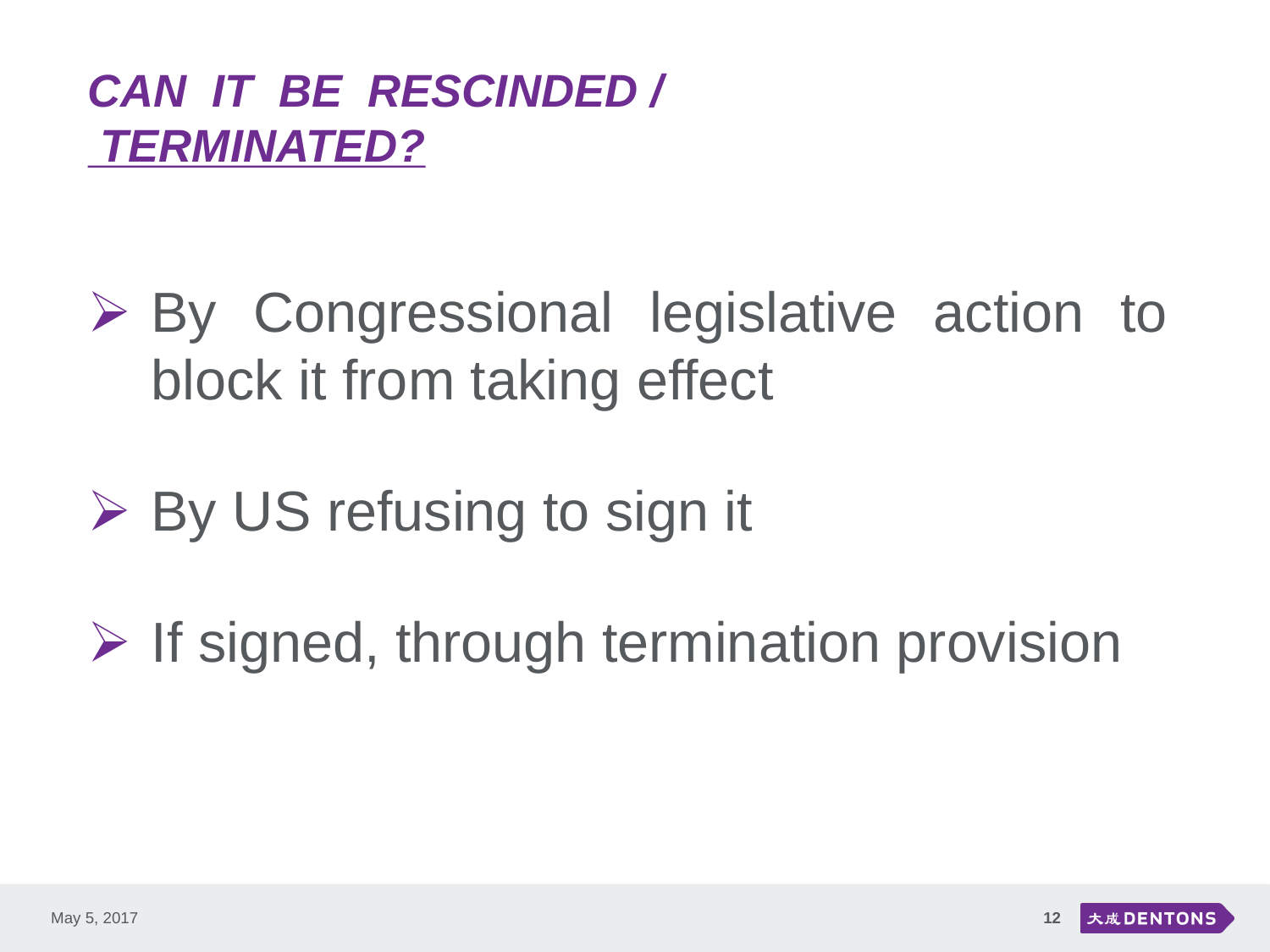# *CAN IT BE RESCINDED / TERMINATED?*

- By Congressional legislative action to block it from taking effect
- By US refusing to sign it
- If signed, through termination provision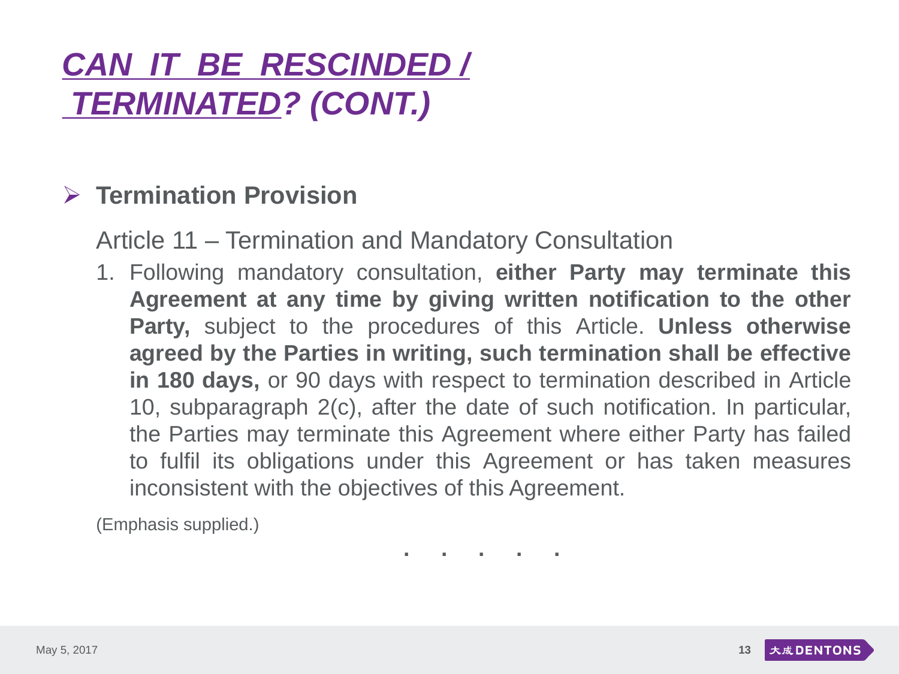# *CAN IT BE RESCINDED / TERMINATED? (CONT.)*

- **Termination Provision**

Article 11 – Termination and Mandatory Consultation

1. Following mandatory consultation, **either Party may terminate this Agreement at any time by giving written notification to the other Party,** subject to the procedures of this Article. **Unless otherwise agreed by the Parties in writing, such termination shall be effective in 180 days,** or 90 days with respect to termination described in Article 10, subparagraph 2(c), after the date of such notification. In particular, the Parties may terminate this Agreement where either Party has failed to fulfil its obligations under this Agreement or has taken measures inconsistent with the objectives of this Agreement.

(Emphasis supplied.)

. . . . .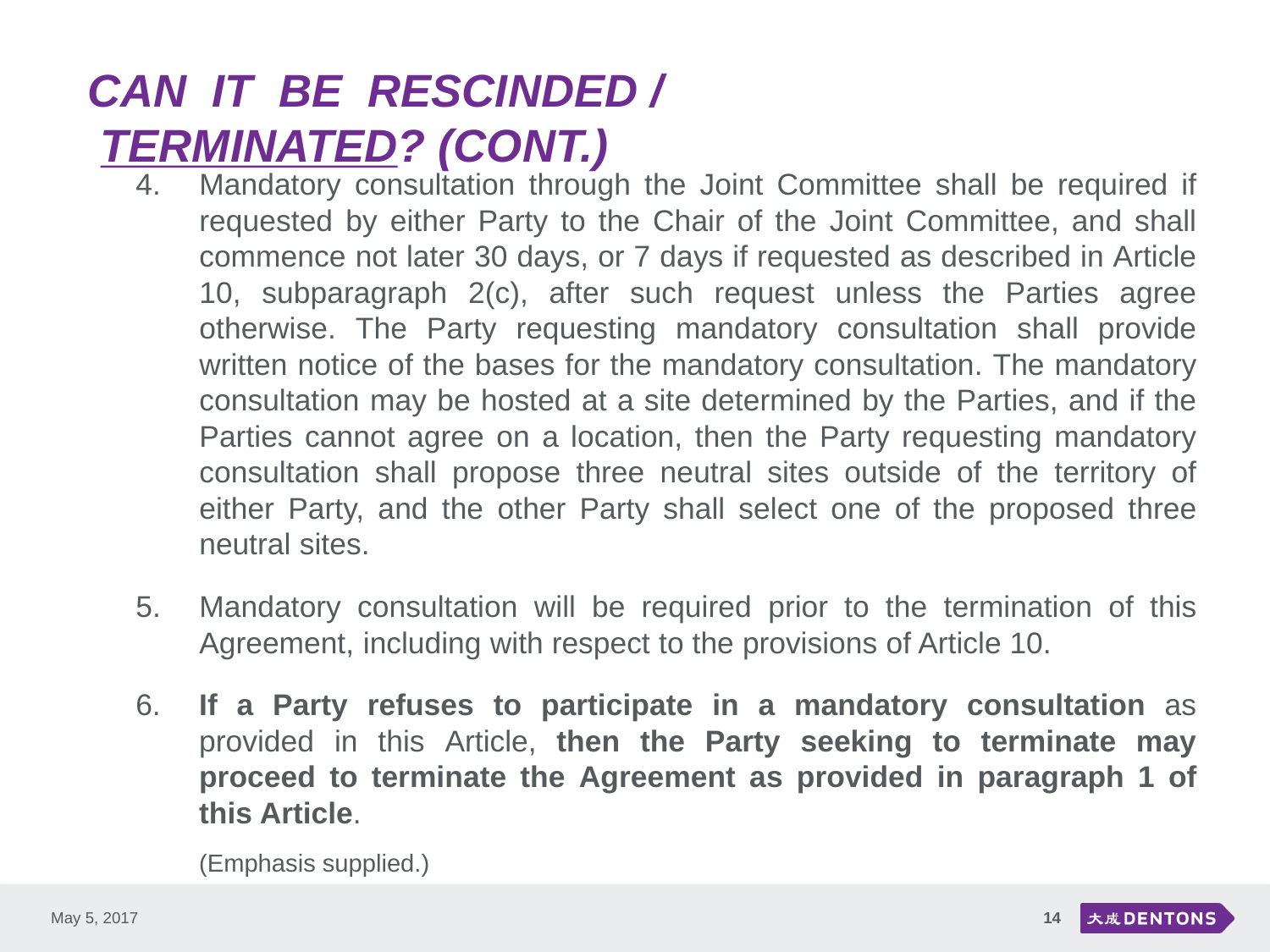# *CAN IT BE RESCINDED / TERMINATED? (CONT.)*

4. Mandatory consultation through the Joint Committee shall be required if requested by either Party to the Chair of the Joint Committee, and shall commence not later 30 days, or 7 days if requested as described in Article 10, subparagraph 2(c), after such request unless the Parties agree otherwise. The Party requesting mandatory consultation shall provide written notice of the bases for the mandatory consultation. The mandatory consultation may be hosted at a site determined by the Parties, and if the Parties cannot agree on a location, then the Party requesting mandatory consultation shall propose three neutral sites outside of the territory of either Party, and the other Party shall select one of the proposed three neutral sites.

5. Mandatory consultation will be required prior to the termination of this Agreement, including with respect to the provisions of Article 10.

6. **If a Party refuses to participate in a mandatory consultation** as provided in this Article, **then the Party seeking to terminate may proceed to terminate the Agreement as provided in paragraph 1 of this Article**.

(Emphasis supplied.)

May 5, 2017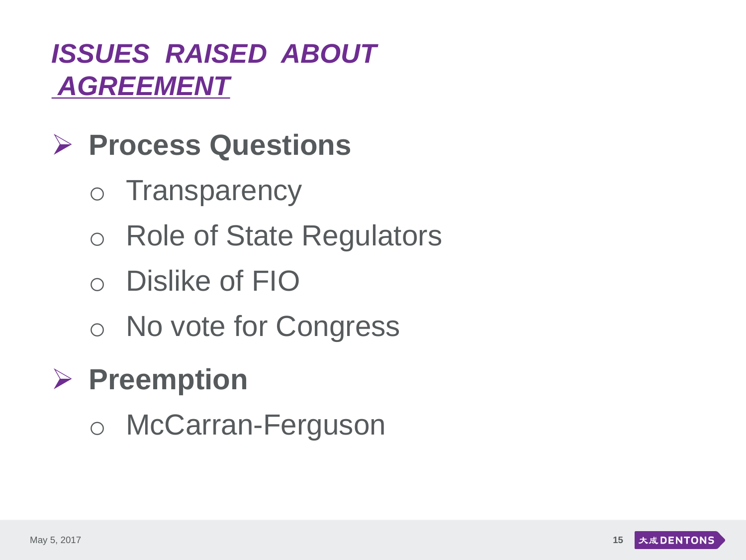# *ISSUES RAISED ABOUT AGREEMENT*

- **Process Questions**
  - Transparency
  - Role of State Regulators
  - Dislike of FIO
  - No vote for Congress
- **Preemption**
  - McCarran-Ferguson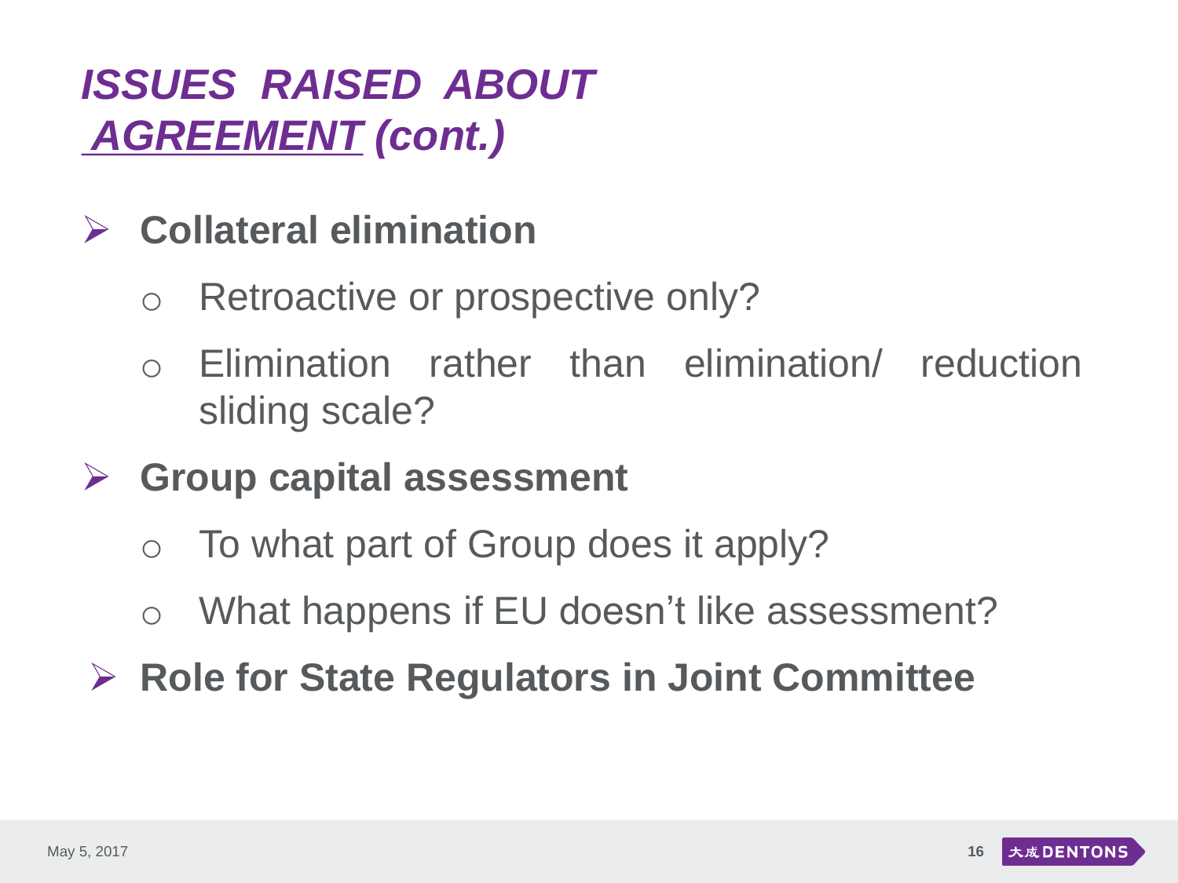# *ISSUES RAISED ABOUT AGREEMENT (cont.)*

- **Collateral elimination**
  - Retroactive or prospective only?
  - Elimination rather than elimination/ reduction sliding scale?
- **Group capital assessment**
  - To what part of Group does it apply?
  - What happens if EU doesn't like assessment?
- **Role for State Regulators in Joint Committee**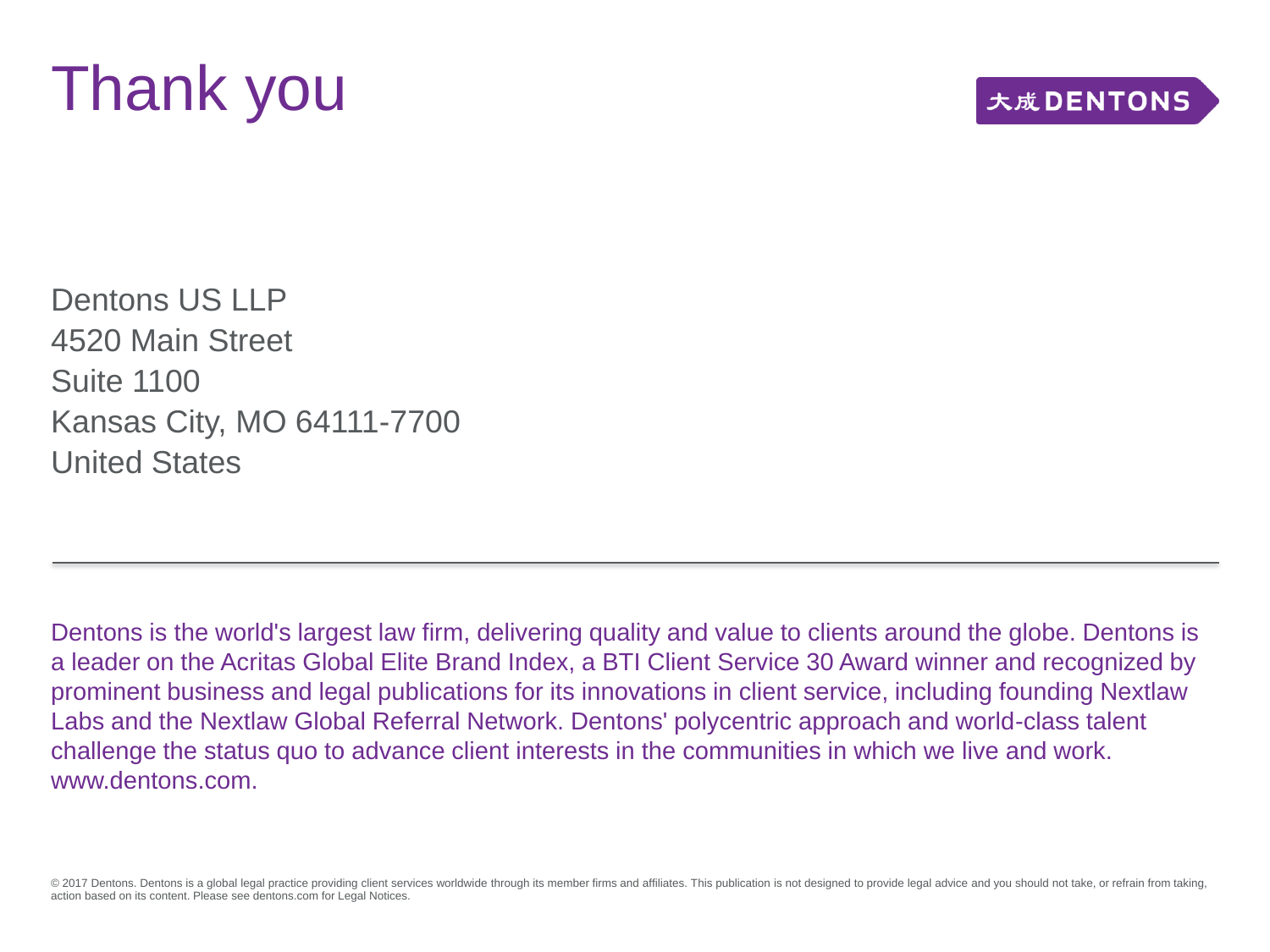# Thank you

大成 DENTONS

Dentons US LLP
4520 Main Street
Suite 1100
Kansas City, MO 64111-7700
United States

---

Dentons is the world's largest law firm, delivering quality and value to clients around the globe. Dentons is a leader on the Acritas Global Elite Brand Index, a BTI Client Service 30 Award winner and recognized by prominent business and legal publications for its innovations in client service, including founding Nextlaw Labs and the Nextlaw Global Referral Network. Dentons' polycentric approach and world-class talent challenge the status quo to advance client interests in the communities in which we live and work. www.dentons.com.

© 2017 Dentons. Dentons is a global legal practice providing client services worldwide through its member firms and affiliates. This publication is not designed to provide legal advice and you should not take, or refrain from taking, action based on its content. Please see dentons.com for Legal Notices.